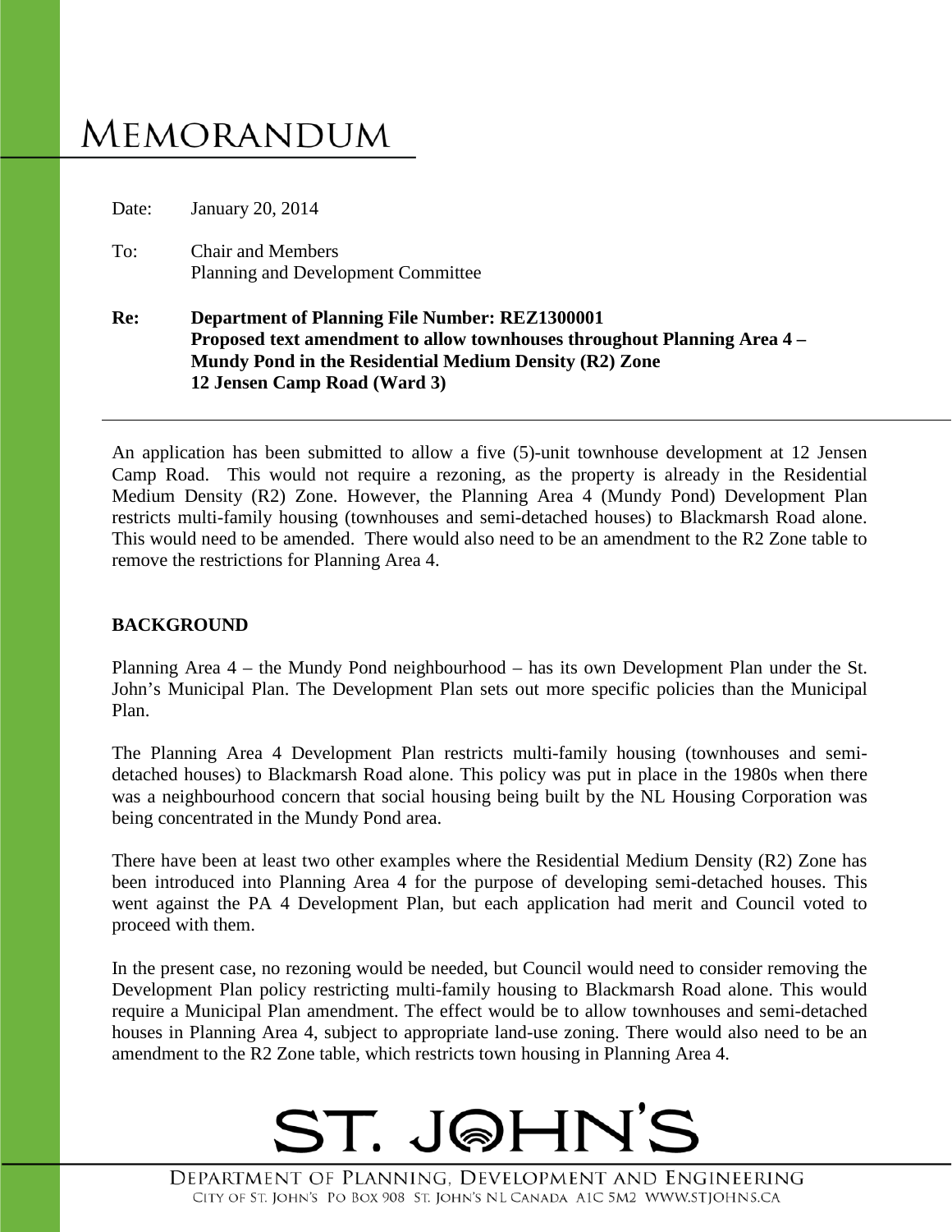# MEMORANDUM

Date: January 20, 2014

To: Chair and Members
Planning and Development Committee

**Re: Department of Planning File Number: REZ1300001**
**Proposed text amendment to allow townhouses throughout Planning Area 4 – Mundy Pond in the Residential Medium Density (R2) Zone**
**12 Jensen Camp Road (Ward 3)**

---

An application has been submitted to allow a five (5)-unit townhouse development at 12 Jensen Camp Road. This would not require a rezoning, as the property is already in the Residential Medium Density (R2) Zone. However, the Planning Area 4 (Mundy Pond) Development Plan restricts multi-family housing (townhouses and semi-detached houses) to Blackmarsh Road alone. This would need to be amended. There would also need to be an amendment to the R2 Zone table to remove the restrictions for Planning Area 4.

## BACKGROUND

Planning Area 4 – the Mundy Pond neighbourhood – has its own Development Plan under the St. John's Municipal Plan. The Development Plan sets out more specific policies than the Municipal Plan.

The Planning Area 4 Development Plan restricts multi-family housing (townhouses and semi-detached houses) to Blackmarsh Road alone. This policy was put in place in the 1980s when there was a neighbourhood concern that social housing being built by the NL Housing Corporation was being concentrated in the Mundy Pond area.

There have been at least two other examples where the Residential Medium Density (R2) Zone has been introduced into Planning Area 4 for the purpose of developing semi-detached houses. This went against the PA 4 Development Plan, but each application had merit and Council voted to proceed with them.

In the present case, no rezoning would be needed, but Council would need to consider removing the Development Plan policy restricting multi-family housing to Blackmarsh Road alone. This would require a Municipal Plan amendment. The effect would be to allow townhouses and semi-detached houses in Planning Area 4, subject to appropriate land-use zoning. There would also need to be an amendment to the R2 Zone table, which restricts town housing in Planning Area 4.

ST. JOHN'S

DEPARTMENT OF PLANNING, DEVELOPMENT AND ENGINEERING
CITY OF ST. JOHN'S PO BOX 908 ST. JOHN'S NL CANADA A1C 5M2 WWW.STJOHNS.CA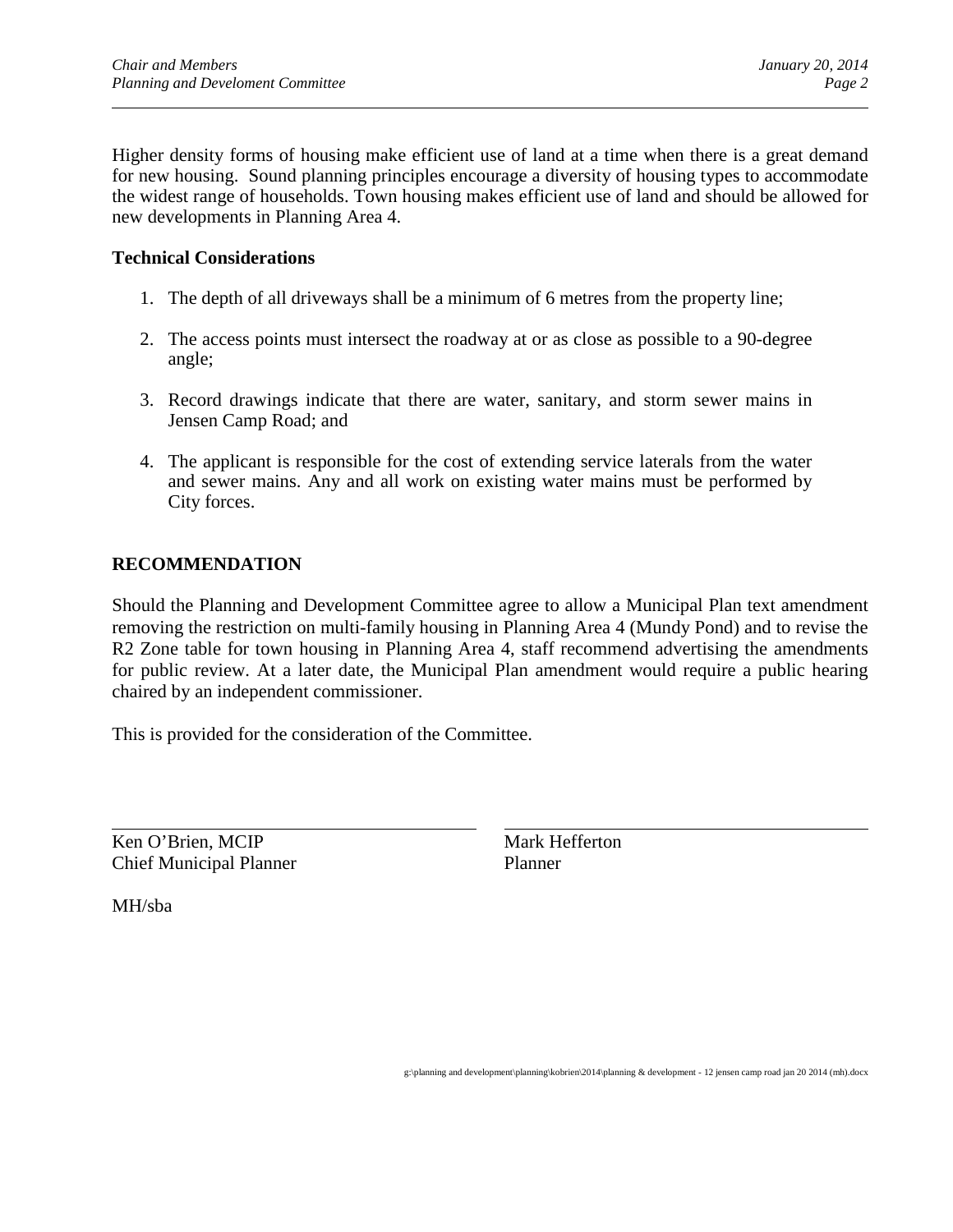Higher density forms of housing make efficient use of land at a time when there is a great demand for new housing. Sound planning principles encourage a diversity of housing types to accommodate the widest range of households. Town housing makes efficient use of land and should be allowed for new developments in Planning Area 4.

**Technical Considerations**

1. The depth of all driveways shall be a minimum of 6 metres from the property line;
2. The access points must intersect the roadway at or as close as possible to a 90-degree angle;
3. Record drawings indicate that there are water, sanitary, and storm sewer mains in Jensen Camp Road; and
4. The applicant is responsible for the cost of extending service laterals from the water and sewer mains. Any and all work on existing water mains must be performed by City forces.

## RECOMMENDATION

Should the Planning and Development Committee agree to allow a Municipal Plan text amendment removing the restriction on multi-family housing in Planning Area 4 (Mundy Pond) and to revise the R2 Zone table for town housing in Planning Area 4, staff recommend advertising the amendments for public review. At a later date, the Municipal Plan amendment would require a public hearing chaired by an independent commissioner.

This is provided for the consideration of the Committee.

Ken O'Brien, MCIP
Chief Municipal Planner

Mark Hefferton
Planner

MH/sba

g:\planning and development\planning\kobrien\2014\planning & development - 12 jensen camp road jan 20 2014 (mh).docx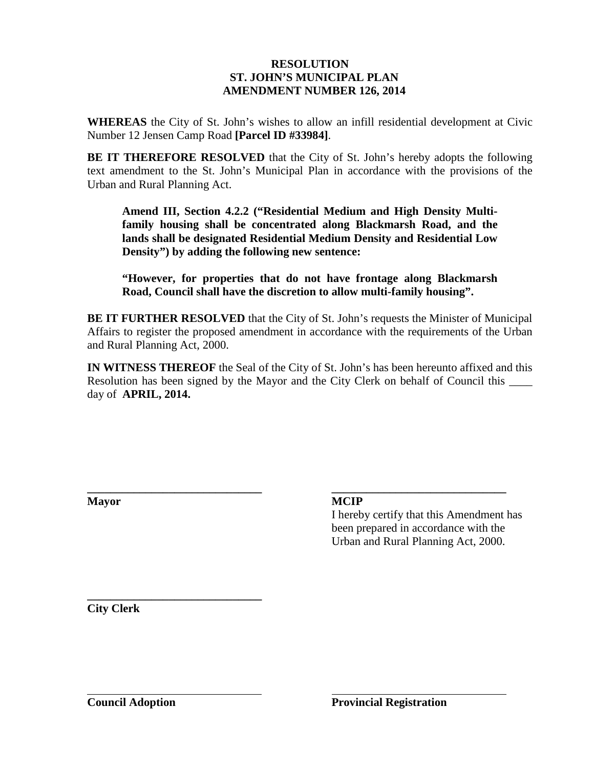**RESOLUTION**
**ST. JOHN'S MUNICIPAL PLAN**
**AMENDMENT NUMBER 126, 2014**

**WHEREAS** the City of St. John's wishes to allow an infill residential development at Civic Number 12 Jensen Camp Road **[Parcel ID #33984]**.

**BE IT THEREFORE RESOLVED** that the City of St. John's hereby adopts the following text amendment to the St. John's Municipal Plan in accordance with the provisions of the Urban and Rural Planning Act.

> **Amend III, Section 4.2.2 ("Residential Medium and High Density Multi-family housing shall be concentrated along Blackmarsh Road, and the lands shall be designated Residential Medium Density and Residential Low Density") by adding the following new sentence:**
>
> **"However, for properties that do not have frontage along Blackmarsh Road, Council shall have the discretion to allow multi-family housing".**

**BE IT FURTHER RESOLVED** that the City of St. John's requests the Minister of Municipal Affairs to register the proposed amendment in accordance with the requirements of the Urban and Rural Planning Act, 2000.

**IN WITNESS THEREOF** the Seal of the City of St. John's has been hereunto affixed and this Resolution has been signed by the Mayor and the City Clerk on behalf of Council this ____ day of **APRIL, 2014.**

______________________________
**Mayor**

______________________________
**MCIP**
I hereby certify that this Amendment has been prepared in accordance with the Urban and Rural Planning Act, 2000.

______________________________
**City Clerk**

______________________________
**Council Adoption**

______________________________
**Provincial Registration**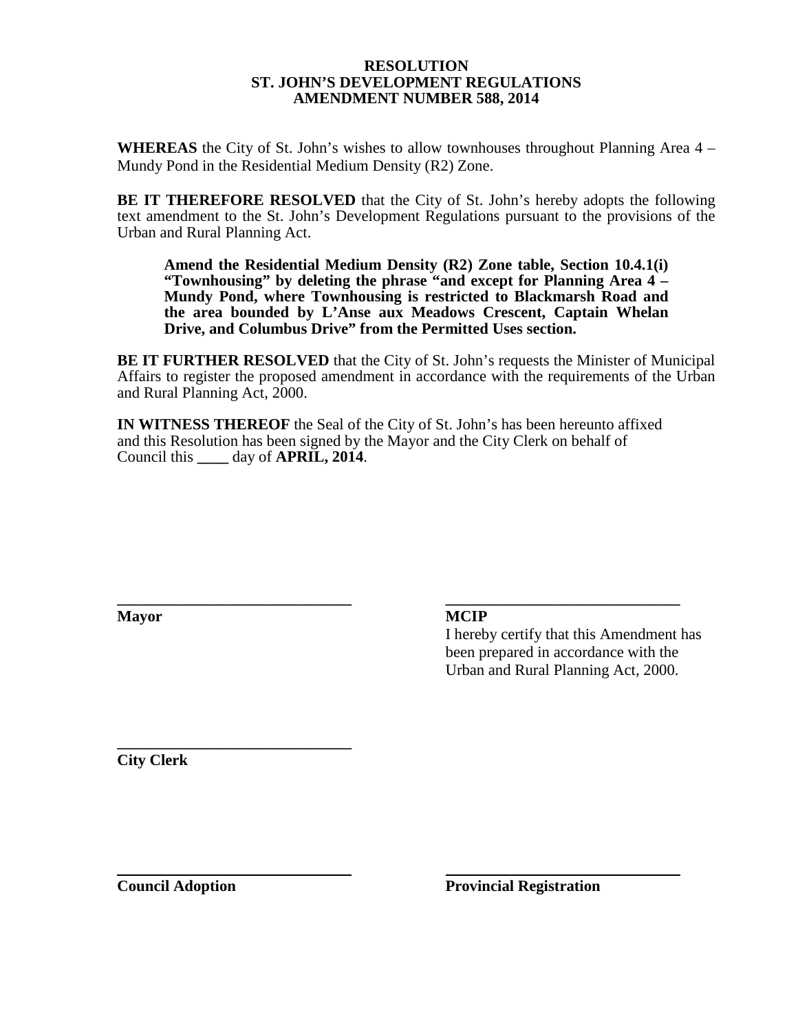**RESOLUTION**
**ST. JOHN'S DEVELOPMENT REGULATIONS**
**AMENDMENT NUMBER 588, 2014**

**WHEREAS** the City of St. John's wishes to allow townhouses throughout Planning Area 4 – Mundy Pond in the Residential Medium Density (R2) Zone.

**BE IT THEREFORE RESOLVED** that the City of St. John's hereby adopts the following text amendment to the St. John's Development Regulations pursuant to the provisions of the Urban and Rural Planning Act.

> **Amend the Residential Medium Density (R2) Zone table, Section 10.4.1(i) "Townhousing" by deleting the phrase "and except for Planning Area 4 – Mundy Pond, where Townhousing is restricted to Blackmarsh Road and the area bounded by L'Anse aux Meadows Crescent, Captain Whelan Drive, and Columbus Drive" from the Permitted Uses section.**

**BE IT FURTHER RESOLVED** that the City of St. John's requests the Minister of Municipal Affairs to register the proposed amendment in accordance with the requirements of the Urban and Rural Planning Act, 2000.

**IN WITNESS THEREOF** the Seal of the City of St. John's has been hereunto affixed and this Resolution has been signed by the Mayor and the City Clerk on behalf of Council this **____** day of **APRIL, 2014**.

______________________________
**Mayor**

______________________________
**MCIP**
I hereby certify that this Amendment has been prepared in accordance with the Urban and Rural Planning Act, 2000.

______________________________
**City Clerk**

______________________________
**Council Adoption**

______________________________
**Provincial Registration**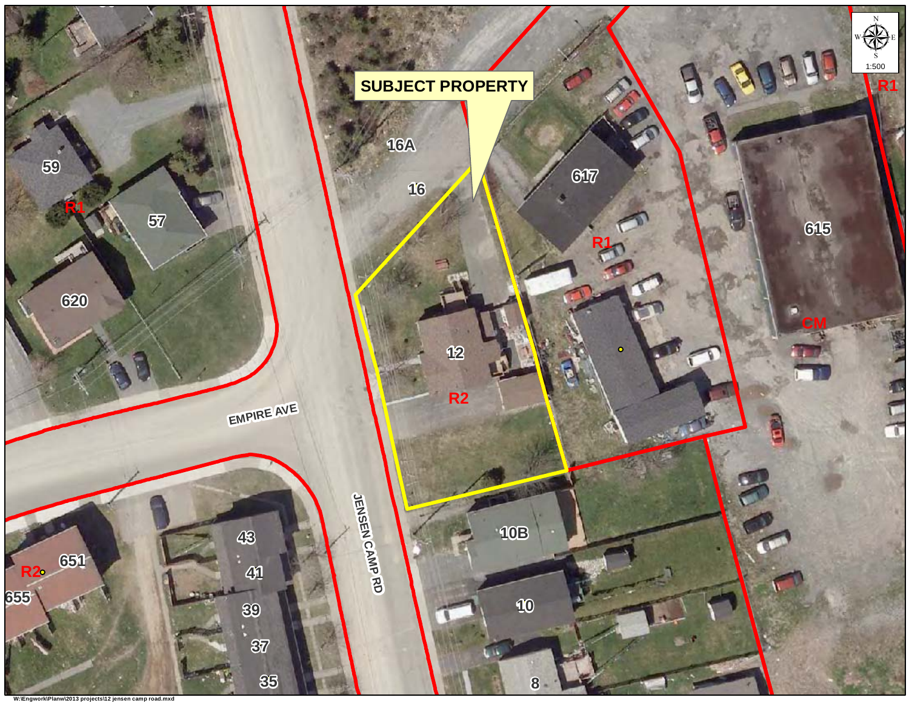SUBJECT PROPERTY

16A

16

617

615

59

57

620

12

R2

R1

R1

R1

CM

EMPIRE AVE

JENSEN CAMP RD

10B

10

8

43

41

39

37

35

651

655

R2

1:500

W:\Engwork\Planw\2013 projects\12 jensen camp road.mxd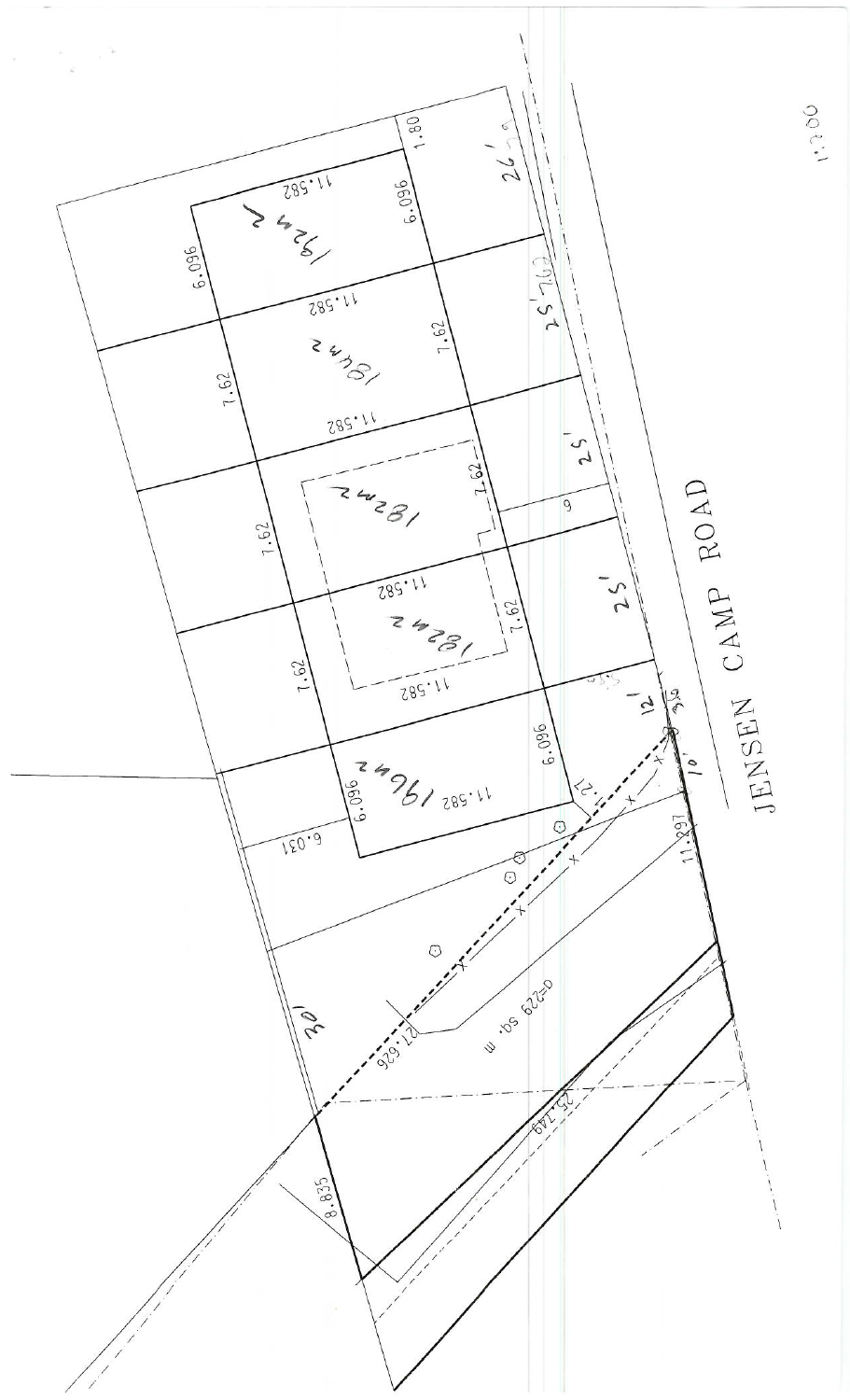JENSEN CAMP ROAD

1:200

1.80

6.096

11.582

192m2

26'

7.62

11.582

184m2

25'

7.62

11.582

182m2

7.62

25'

9

11.582

182m2

7.62

25'

11.582

6.096

196m2

11.582

6.096

12'

10'

6.031

11.297

30'

27.626

a=229 sq. m

25.749

8.835